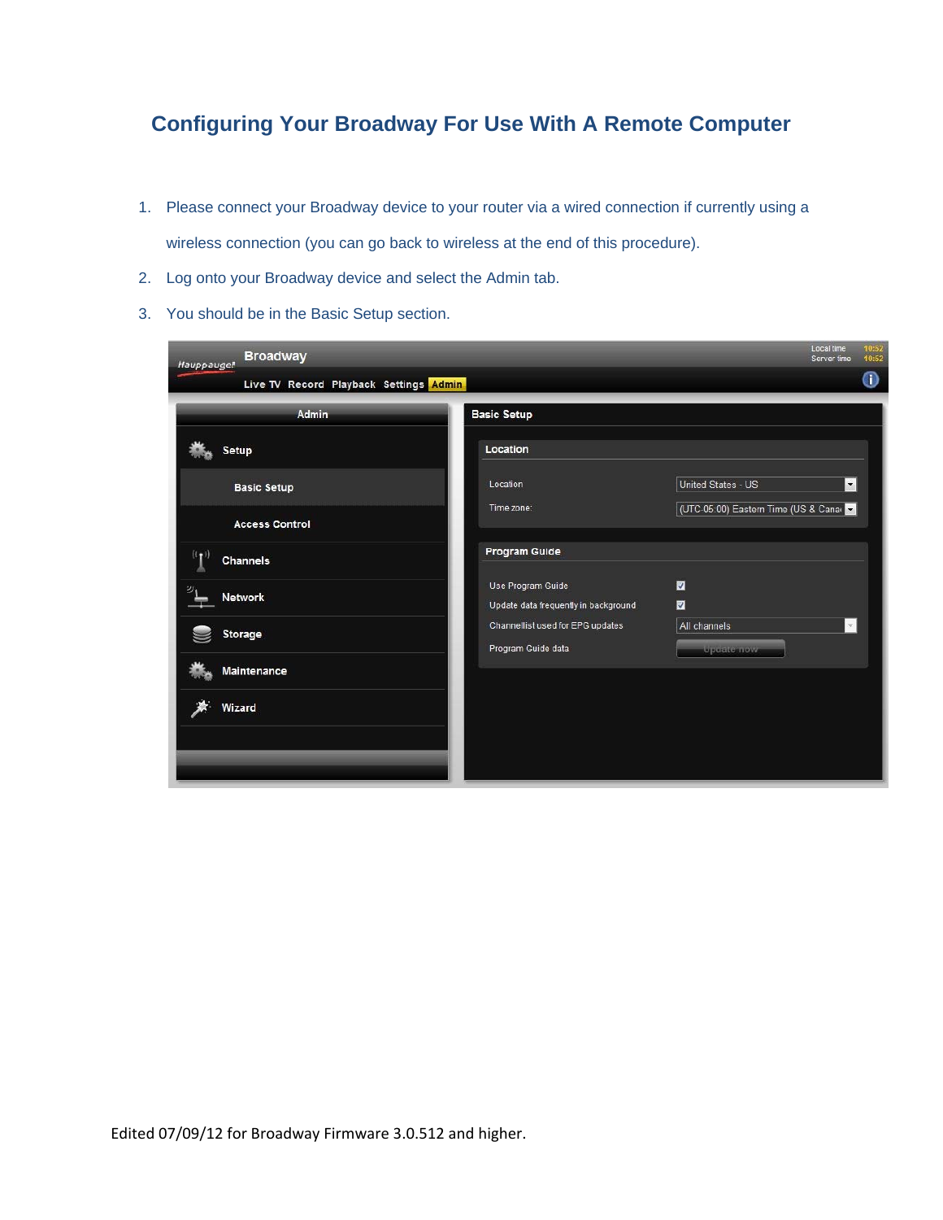# Configuring Your Broadway For Use With A Remote Computer

1. Please connect your Broadway device to your router via a wired connection if currently using a wireless connection (you can go back to wireless at the end of this procedure).
2. Log onto your Broadway device and select the Admin tab.
3. You should be in the Basic Setup section.

Edited 07/09/12 for Broadway Firmware 3.0.512 and higher.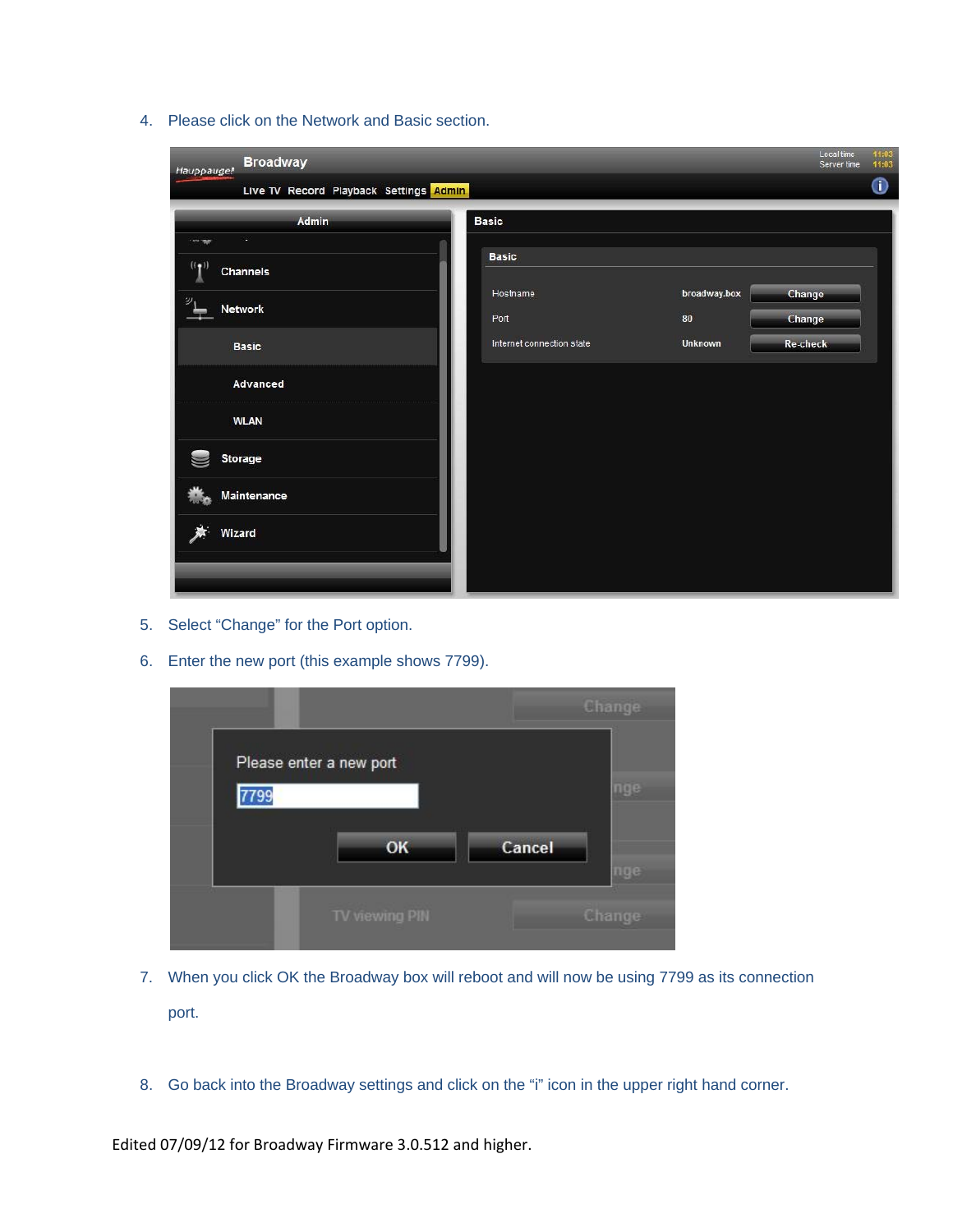4. Please click on the Network and Basic section.

5. Select “Change” for the Port option.

6. Enter the new port (this example shows 7799).

7. When you click OK the Broadway box will reboot and will now be using 7799 as its connection port.

8. Go back into the Broadway settings and click on the “i” icon in the upper right hand corner.

Edited 07/09/12 for Broadway Firmware 3.0.512 and higher.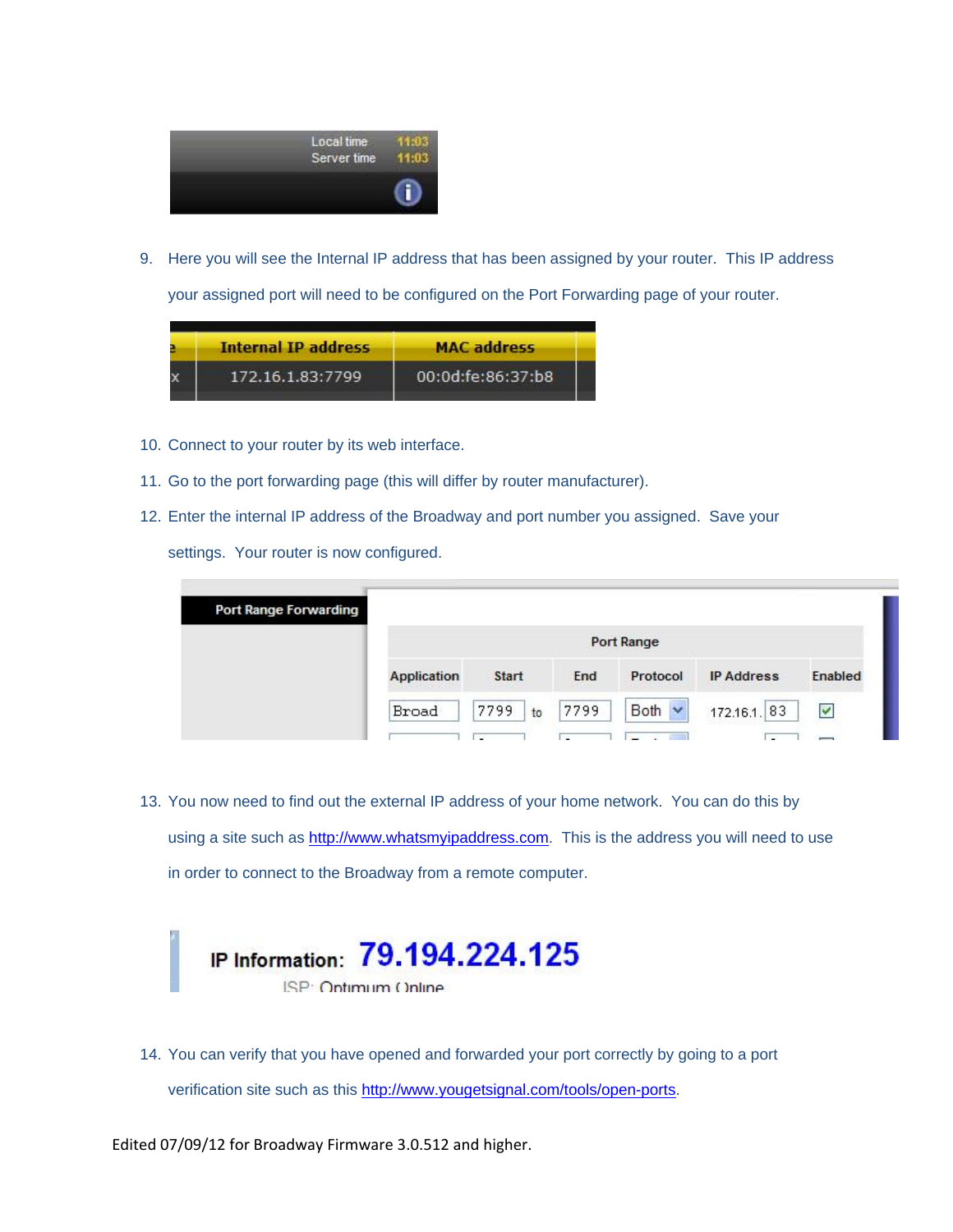9. Here you will see the Internal IP address that has been assigned by your router. This IP address your assigned port will need to be configured on the Port Forwarding page of your router.

10. Connect to your router by its web interface.

11. Go to the port forwarding page (this will differ by router manufacturer).

12. Enter the internal IP address of the Broadway and port number you assigned. Save your settings. Your router is now configured.

13. You now need to find out the external IP address of your home network. You can do this by using a site such as http://www.whatsmyipaddress.com. This is the address you will need to use in order to connect to the Broadway from a remote computer.

14. You can verify that you have opened and forwarded your port correctly by going to a port verification site such as this http://www.yougetsignal.com/tools/open-ports.

Edited 07/09/12 for Broadway Firmware 3.0.512 and higher.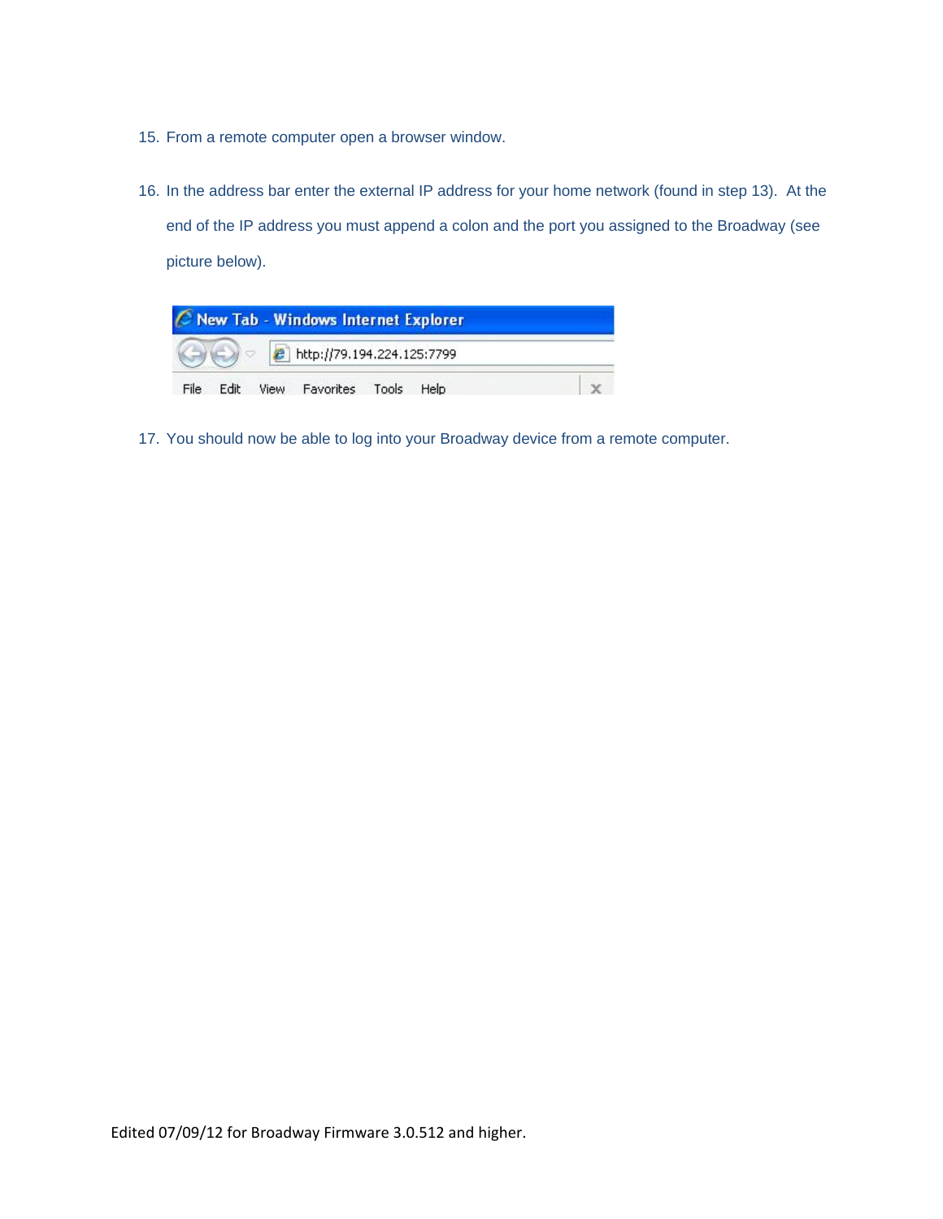15. From a remote computer open a browser window.
16. In the address bar enter the external IP address for your home network (found in step 13). At the end of the IP address you must append a colon and the port you assigned to the Broadway (see picture below).
17. You should now be able to log into your Broadway device from a remote computer.